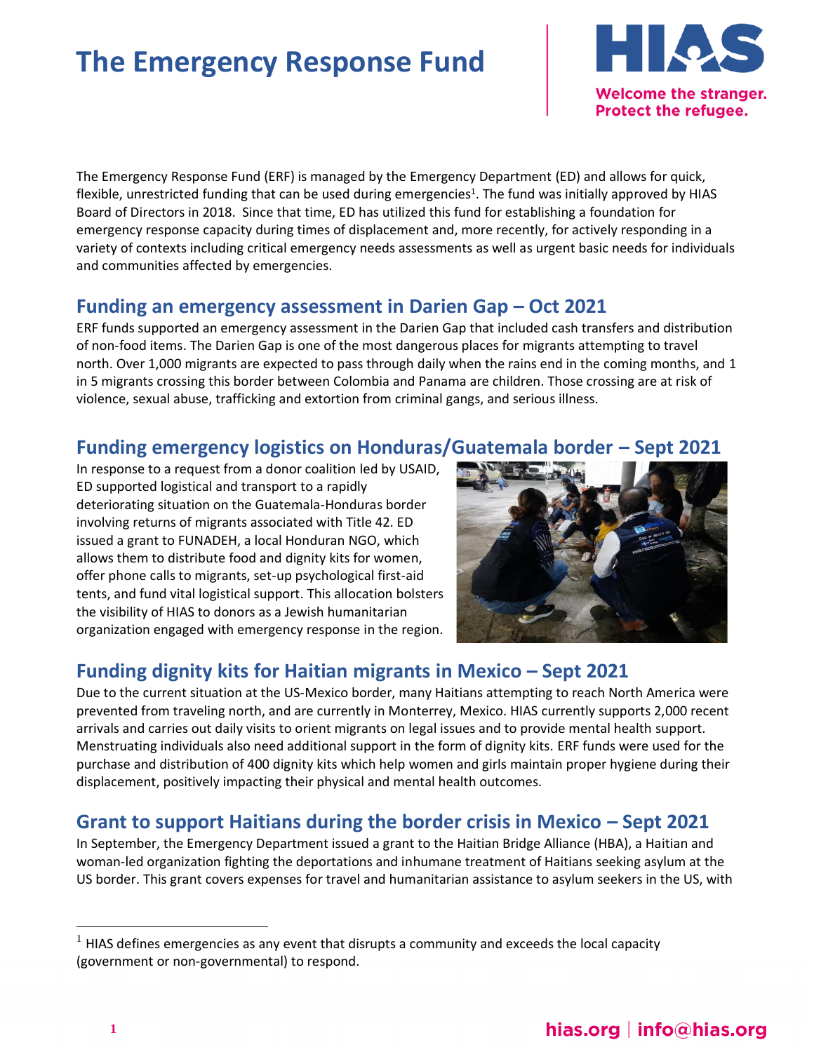# The Emergency Response Fund

Welcome the stranger. Protect the refugee.

The Emergency Response Fund (ERF) is managed by the Emergency Department (ED) and allows for quick, flexible, unrestricted funding that can be used during emergencies[1]. The fund was initially approved by HIAS Board of Directors in 2018. Since that time, ED has utilized this fund for establishing a foundation for emergency response capacity during times of displacement and, more recently, for actively responding in a variety of contexts including critical emergency needs assessments as well as urgent basic needs for individuals and communities affected by emergencies.

## Funding an emergency assessment in Darien Gap – Oct 2021

ERF funds supported an emergency assessment in the Darien Gap that included cash transfers and distribution of non-food items. The Darien Gap is one of the most dangerous places for migrants attempting to travel north. Over 1,000 migrants are expected to pass through daily when the rains end in the coming months, and 1 in 5 migrants crossing this border between Colombia and Panama are children. Those crossing are at risk of violence, sexual abuse, trafficking and extortion from criminal gangs, and serious illness.

## Funding emergency logistics on Honduras/Guatemala border – Sept 2021

In response to a request from a donor coalition led by USAID, ED supported logistical and transport to a rapidly deteriorating situation on the Guatemala-Honduras border involving returns of migrants associated with Title 42. ED issued a grant to FUNADEH, a local Honduran NGO, which allows them to distribute food and dignity kits for women, offer phone calls to migrants, set-up psychological first-aid tents, and fund vital logistical support. This allocation bolsters the visibility of HIAS to donors as a Jewish humanitarian organization engaged with emergency response in the region.

## Funding dignity kits for Haitian migrants in Mexico – Sept 2021

Due to the current situation at the US-Mexico border, many Haitians attempting to reach North America were prevented from traveling north, and are currently in Monterrey, Mexico. HIAS currently supports 2,000 recent arrivals and carries out daily visits to orient migrants on legal issues and to provide mental health support. Menstruating individuals also need additional support in the form of dignity kits. ERF funds were used for the purchase and distribution of 400 dignity kits which help women and girls maintain proper hygiene during their displacement, positively impacting their physical and mental health outcomes.

## Grant to support Haitians during the border crisis in Mexico – Sept 2021

In September, the Emergency Department issued a grant to the Haitian Bridge Alliance (HBA), a Haitian and woman-led organization fighting the deportations and inhumane treatment of Haitians seeking asylum at the US border. This grant covers expenses for travel and humanitarian assistance to asylum seekers in the US, with

---

[1] HIAS defines emergencies as any event that disrupts a community and exceeds the local capacity (government or non-governmental) to respond.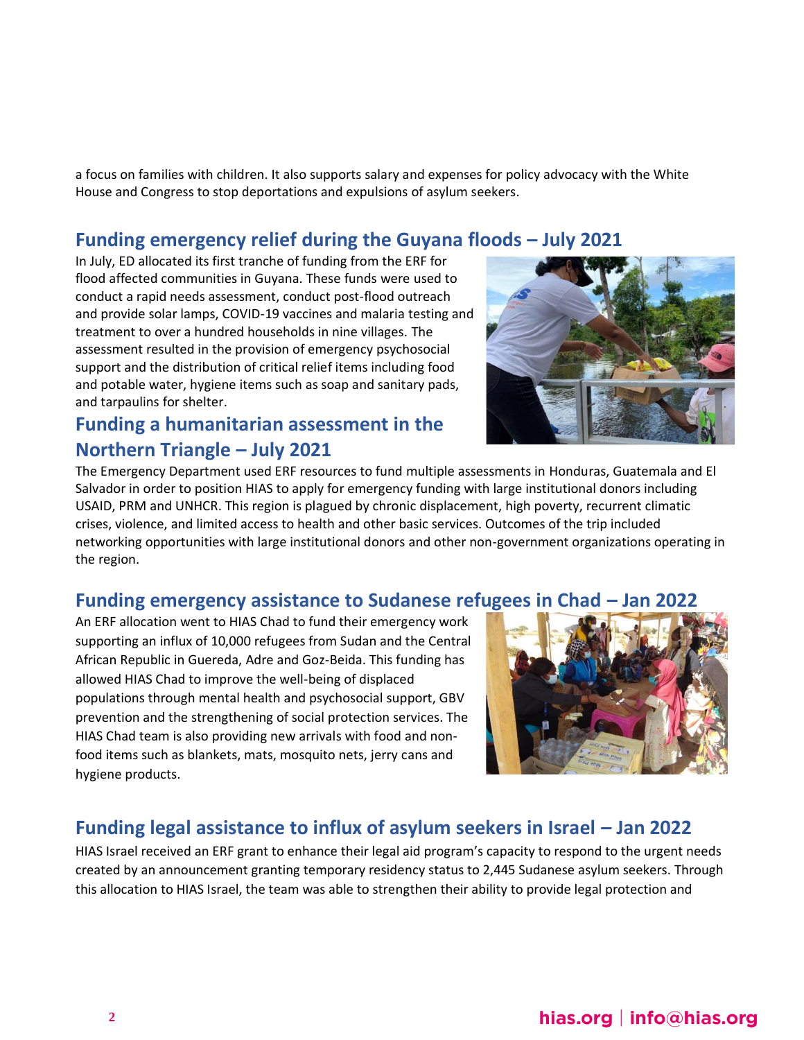a focus on families with children. It also supports salary and expenses for policy advocacy with the White House and Congress to stop deportations and expulsions of asylum seekers.

## Funding emergency relief during the Guyana floods – July 2021

In July, ED allocated its first tranche of funding from the ERF for flood affected communities in Guyana. These funds were used to conduct a rapid needs assessment, conduct post-flood outreach and provide solar lamps, COVID-19 vaccines and malaria testing and treatment to over a hundred households in nine villages. The assessment resulted in the provision of emergency psychosocial support and the distribution of critical relief items including food and potable water, hygiene items such as soap and sanitary pads, and tarpaulins for shelter.

## Funding a humanitarian assessment in the Northern Triangle – July 2021

The Emergency Department used ERF resources to fund multiple assessments in Honduras, Guatemala and El Salvador in order to position HIAS to apply for emergency funding with large institutional donors including USAID, PRM and UNHCR. This region is plagued by chronic displacement, high poverty, recurrent climatic crises, violence, and limited access to health and other basic services. Outcomes of the trip included networking opportunities with large institutional donors and other non-government organizations operating in the region.

## Funding emergency assistance to Sudanese refugees in Chad – Jan 2022

An ERF allocation went to HIAS Chad to fund their emergency work supporting an influx of 10,000 refugees from Sudan and the Central African Republic in Guereda, Adre and Goz-Beida. This funding has allowed HIAS Chad to improve the well-being of displaced populations through mental health and psychosocial support, GBV prevention and the strengthening of social protection services. The HIAS Chad team is also providing new arrivals with food and non-food items such as blankets, mats, mosquito nets, jerry cans and hygiene products.

## Funding legal assistance to influx of asylum seekers in Israel – Jan 2022

HIAS Israel received an ERF grant to enhance their legal aid program's capacity to respond to the urgent needs created by an announcement granting temporary residency status to 2,445 Sudanese asylum seekers. Through this allocation to HIAS Israel, the team was able to strengthen their ability to provide legal protection and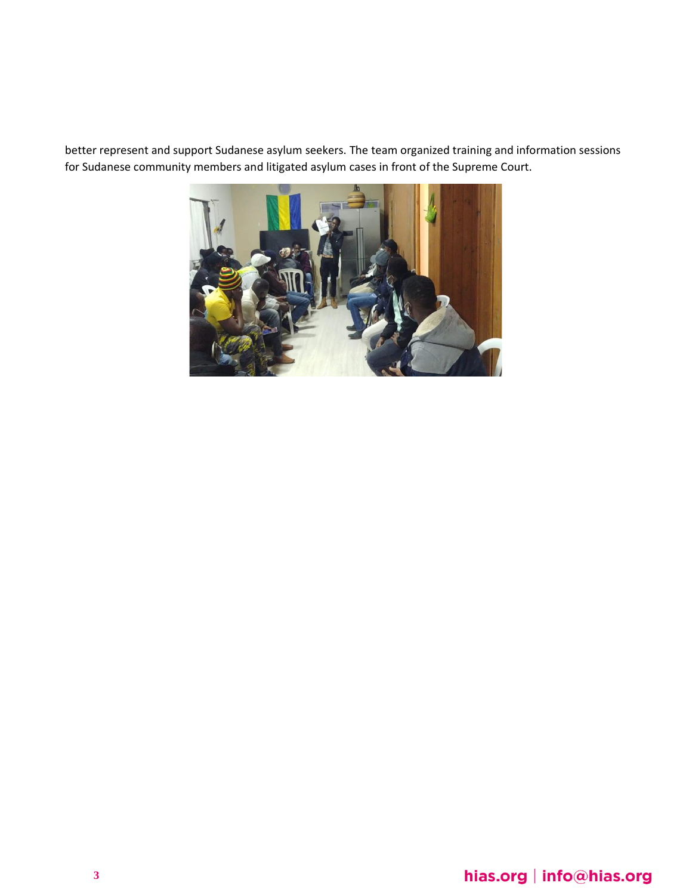better represent and support Sudanese asylum seekers. The team organized training and information sessions for Sudanese community members and litigated asylum cases in front of the Supreme Court.